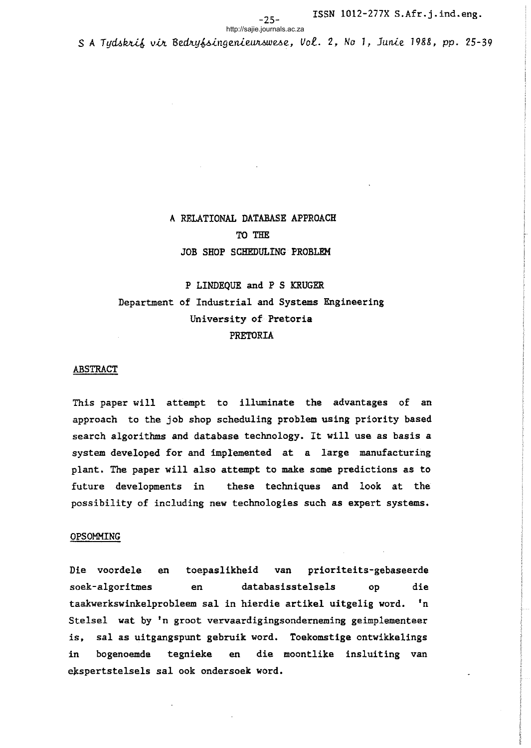# A RELATIONAL DATABASE APPROACH TO THE JOB SHOP SCHEDULING PROBLEM

P LINDEQUE and P S KRUGER
Department of Industrial and Systems Engineering
University of Pretoria
PRETORIA

## ABSTRACT

This paper will attempt to illuminate the advantages of an approach to the job shop scheduling problem using priority based search algorithms and database technology. It will use as basis a system developed for and implemented at a large manufacturing plant. The paper will also attempt to make some predictions as to future developments in these techniques and look at the possibility of including new technologies such as expert systems.

## OPSOMMING

Die voordele en toepaslikheid van prioriteits-gebaseerde soek-algoritmes en databasisstelsels op die taakwerkswinkelprobleem sal in hierdie artikel uitgelig word. 'n Stelsel wat by 'n groot vervaardigingsonderneming geimplementeer is, sal as uitgangspunt gebruik word. Toekomstige ontwikkelings in bogenoemde tegnieke en die moontlike insluiting van ekspertstelsels sal ook ondersoek word.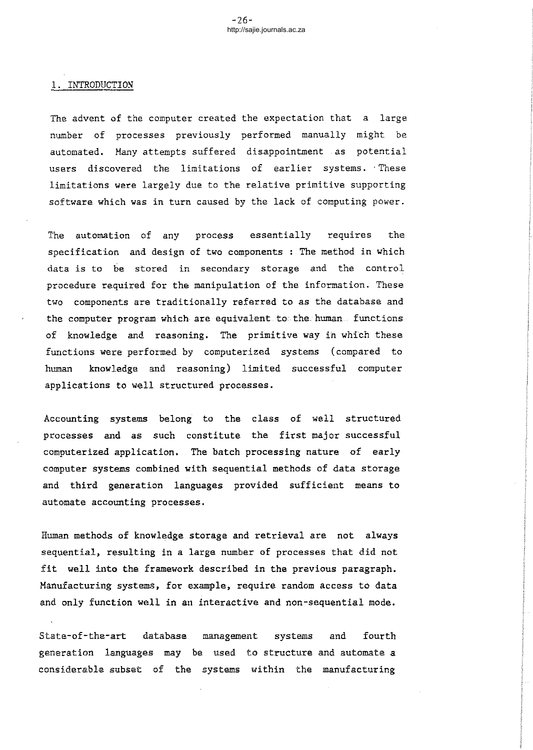## 1. INTRODUCTION

The advent of the computer created the expectation that a large number of processes previously performed manually might be automated. Many attempts suffered disappointment as potential users discovered the limitations of earlier systems. These limitations were largely due to the relative primitive supporting software which was in turn caused by the lack of computing power.

The automation of any process essentially requires the specification and design of two components : The method in which data is to be stored in secondary storage and the control procedure required for the manipulation of the information. These two components are traditionally referred to as the database and the computer program which are equivalent to the human functions of knowledge and reasoning. The primitive way in which these functions were performed by computerized systems (compared to human knowledge and reasoning) limited successful computer applications to well structured processes.

Accounting systems belong to the class of well structured processes and as such constitute the first major successful computerized application. The batch processing nature of early computer systems combined with sequential methods of data storage and third generation languages provided sufficient means to automate accounting processes.

Human methods of knowledge storage and retrieval are not always sequential, resulting in a large number of processes that did not fit well into the framework described in the previous paragraph. Manufacturing systems, for example, require random access to data and only function well in an interactive and non-sequential mode.

State-of-the-art database management systems and fourth generation languages may be used to structure and automate a considerable subset of the systems within the manufacturing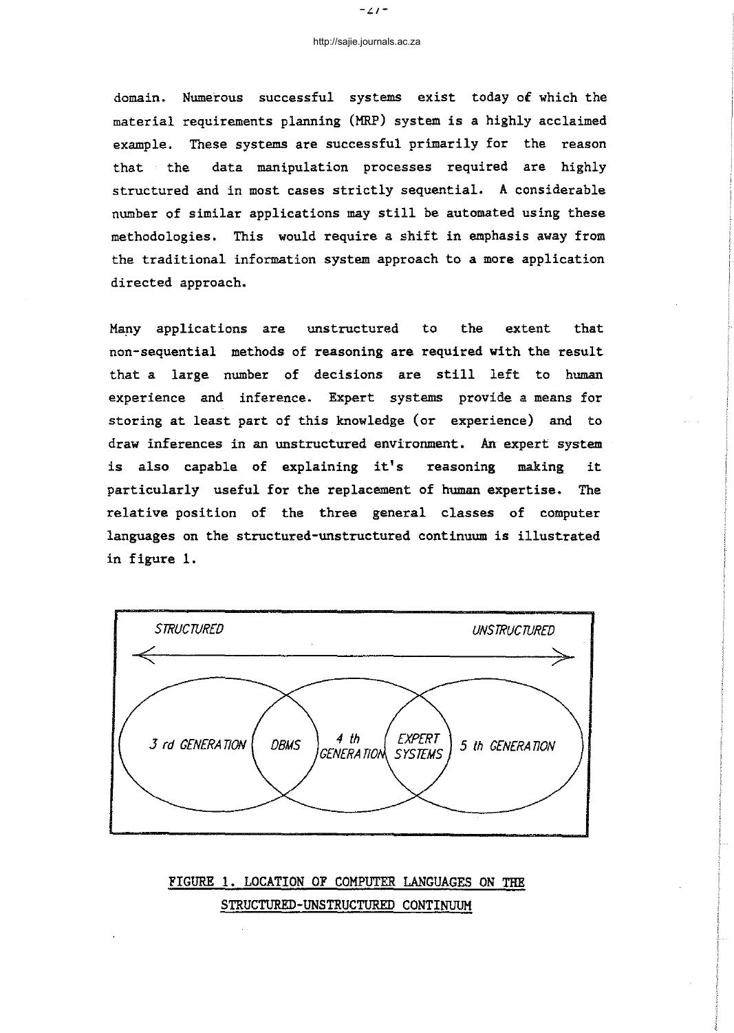domain. Numerous successful systems exist today of which the material requirements planning (MRP) system is a highly acclaimed example. These systems are successful primarily for the reason that the data manipulation processes required are highly structured and in most cases strictly sequential. A considerable number of similar applications may still be automated using these methodologies. This would require a shift in emphasis away from the traditional information system approach to a more application directed approach.

Many applications are unstructured to the extent that non-sequential methods of reasoning are required with the result that a large number of decisions are still left to human experience and inference. Expert systems provide a means for storing at least part of this knowledge (or experience) and to draw inferences in an unstructured environment. An expert system is also capable of explaining it's reasoning making it particularly useful for the replacement of human expertise. The relative position of the three general classes of computer languages on the structured-unstructured continuum is illustrated in figure 1.

STRUCTURED — UNSTRUCTURED

3 rd GENERATION | DBMS | 4 th GENERATION | EXPERT SYSTEMS | 5 th GENERATION

FIGURE 1. LOCATION OF COMPUTER LANGUAGES ON THE STRUCTURED-UNSTRUCTURED CONTINUUM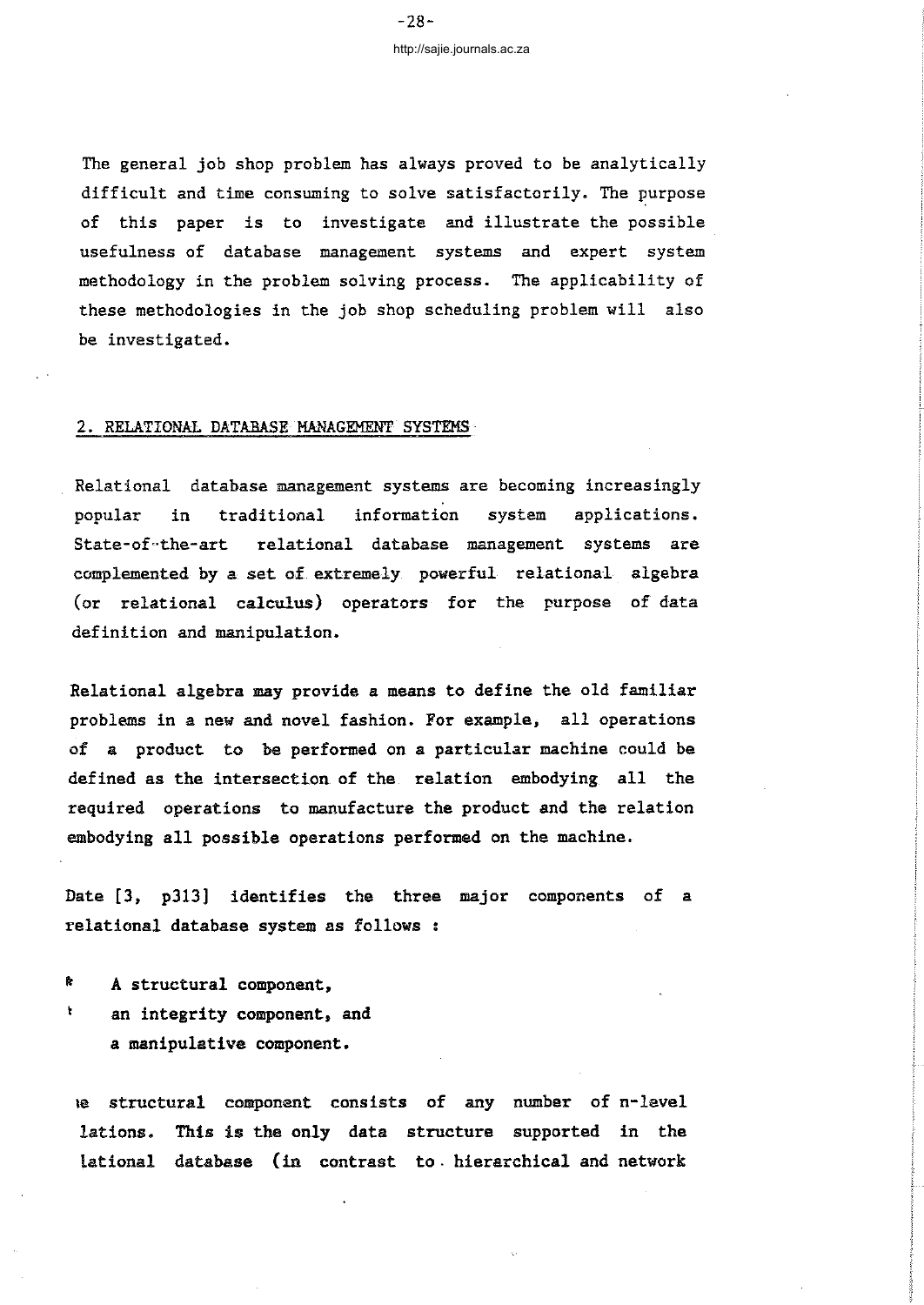The general job shop problem has always proved to be analytically difficult and time consuming to solve satisfactorily. The purpose of this paper is to investigate and illustrate the possible usefulness of database management systems and expert system methodology in the problem solving process. The applicability of these methodologies in the job shop scheduling problem will also be investigated.

## 2. RELATIONAL DATABASE MANAGEMENT SYSTEMS

Relational database management systems are becoming increasingly popular in traditional information system applications. State-of-the-art relational database management systems are complemented by a set of extremely powerful relational algebra (or relational calculus) operators for the purpose of data definition and manipulation.

Relational algebra may provide a means to define the old familiar problems in a new and novel fashion. For example, all operations of a product to be performed on a particular machine could be defined as the intersection of the relation embodying all the required operations to manufacture the product and the relation embodying all possible operations performed on the machine.

Date [3, p313] identifies the three major components of a relational database system as follows :

- A structural component,
- an integrity component, and
- a manipulative component.

ie structural component consists of any number of n-level lations. This is the only data structure supported in the lational database (in contrast to hierarchical and network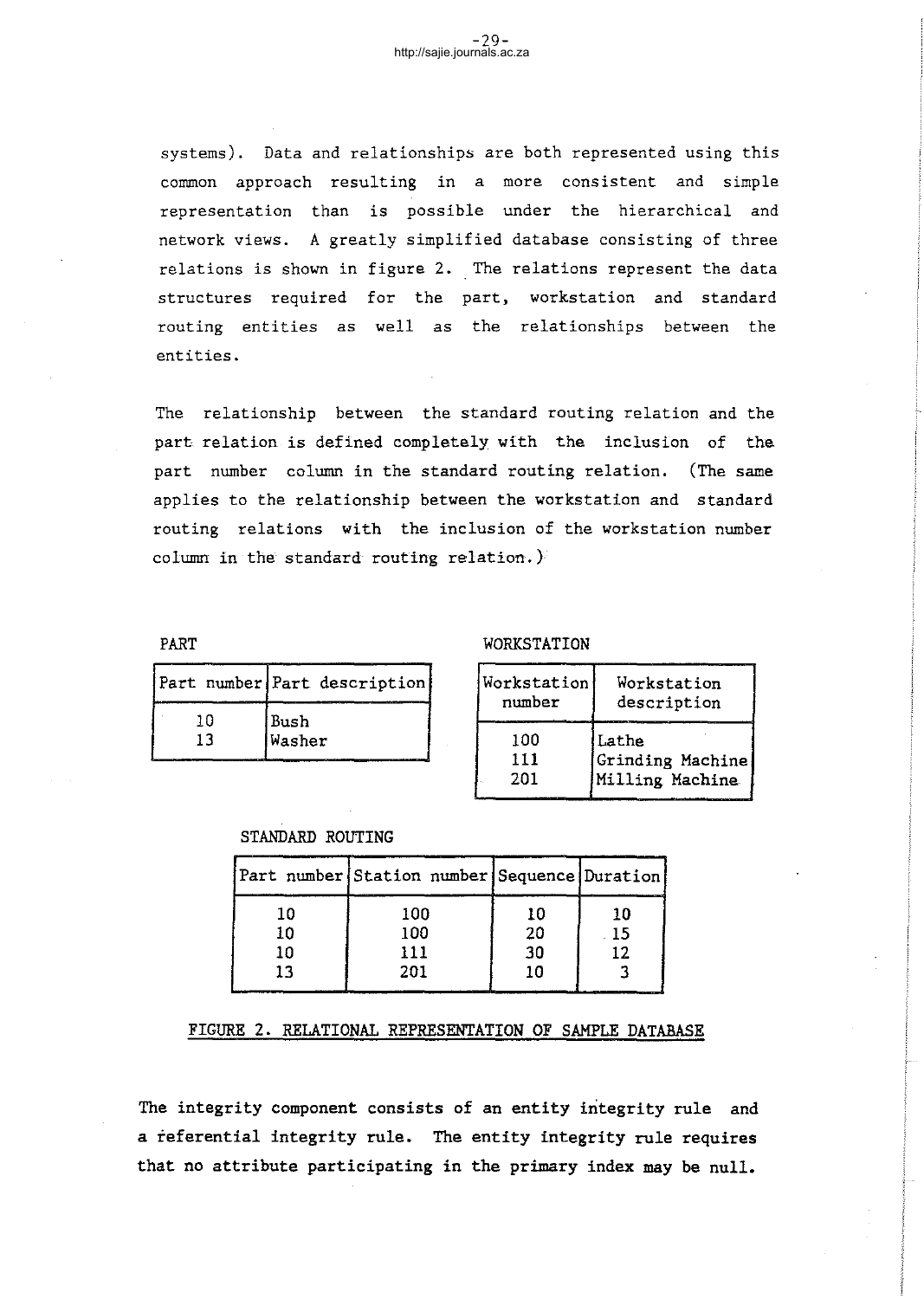systems). Data and relationships are both represented using this common approach resulting in a more consistent and simple representation than is possible under the hierarchical and network views. A greatly simplified database consisting of three relations is shown in figure 2. The relations represent the data structures required for the part, workstation and standard routing entities as well as the relationships between the entities.

The relationship between the standard routing relation and the part relation is defined completely with the inclusion of the part number column in the standard routing relation. (The same applies to the relationship between the workstation and standard routing relations with the inclusion of the workstation number column in the standard routing relation.)

PART

| Part number | Part description |
|---|---|
| 10 | Bush |
| 13 | Washer |

WORKSTATION

| Workstation number | Workstation description |
|---|---|
| 100 | Lathe |
| 111 | Grinding Machine |
| 201 | Milling Machine |

STANDARD ROUTING

| Part number | Station number | Sequence | Duration |
|---|---|---|---|
| 10 | 100 | 10 | 10 |
| 10 | 100 | 20 | 15 |
| 10 | 111 | 30 | 12 |
| 13 | 201 | 10 | 3 |

FIGURE 2. RELATIONAL REPRESENTATION OF SAMPLE DATABASE

The integrity component consists of an entity integrity rule and a referential integrity rule. The entity integrity rule requires that no attribute participating in the primary index may be null.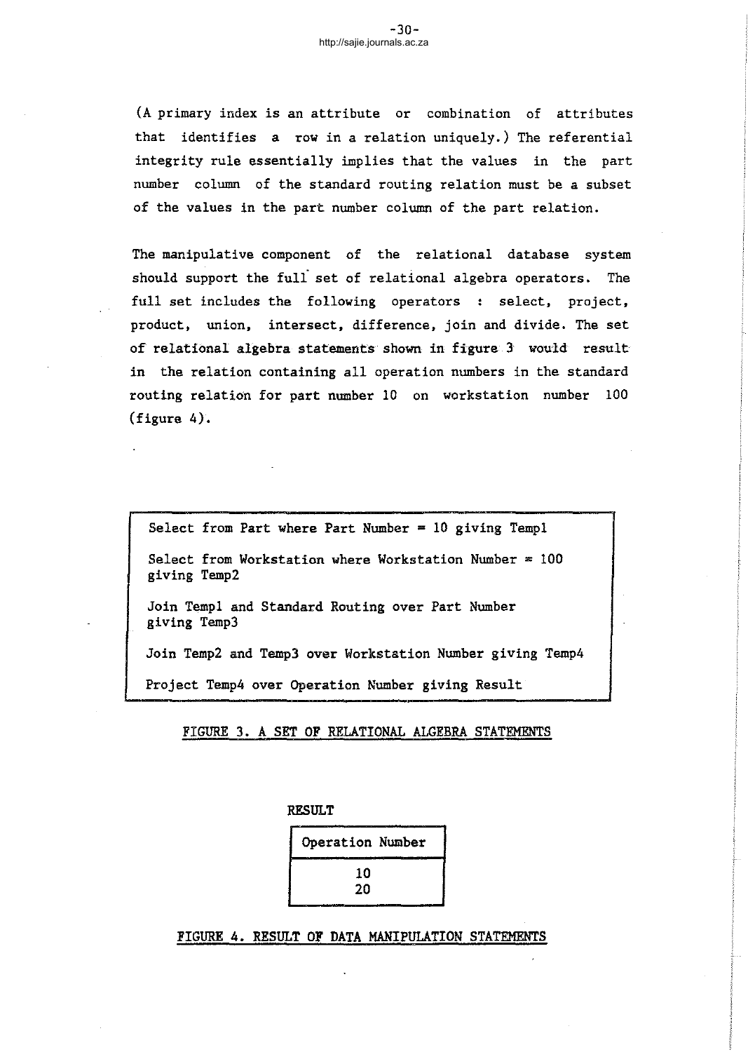(A primary index is an attribute or combination of attributes that identifies a row in a relation uniquely.) The referential integrity rule essentially implies that the values in the part number column of the standard routing relation must be a subset of the values in the part number column of the part relation.

The manipulative component of the relational database system should support the full set of relational algebra operators. The full set includes the following operators : select, project, product, union, intersect, difference, join and divide. The set of relational algebra statements shown in figure 3 would result in the relation containing all operation numbers in the standard routing relation for part number 10 on workstation number 100 (figure 4).

```
Select from Part where Part Number = 10 giving Temp1

Select from Workstation where Workstation Number = 100
giving Temp2

Join Temp1 and Standard Routing over Part Number
giving Temp3

Join Temp2 and Temp3 over Workstation Number giving Temp4

Project Temp4 over Operation Number giving Result
```

FIGURE 3. A SET OF RELATIONAL ALGEBRA STATEMENTS

RESULT

| Operation Number |
|---|
| 10 |
| 20 |

FIGURE 4. RESULT OF DATA MANIPULATION STATEMENTS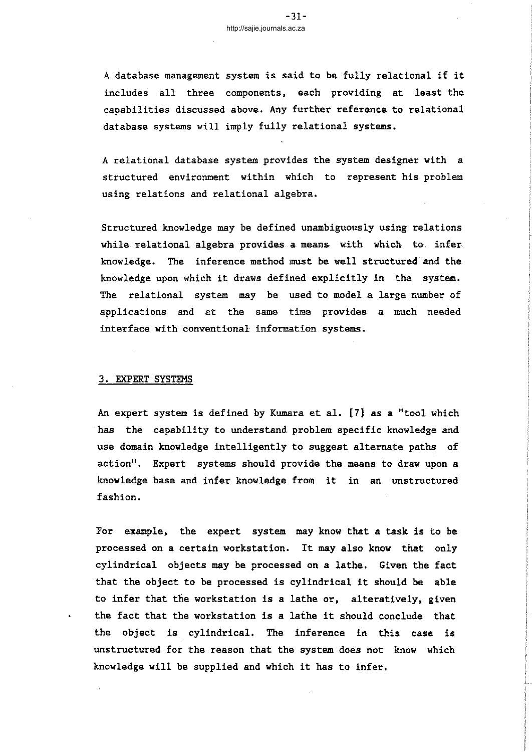A database management system is said to be fully relational if it includes all three components, each providing at least the capabilities discussed above. Any further reference to relational database systems will imply fully relational systems.

A relational database system provides the system designer with a structured environment within which to represent his problem using relations and relational algebra.

Structured knowledge may be defined unambiguously using relations while relational algebra provides a means with which to infer knowledge. The inference method must be well structured and the knowledge upon which it draws defined explicitly in the system. The relational system may be used to model a large number of applications and at the same time provides a much needed interface with conventional information systems.

## 3. EXPERT SYSTEMS

An expert system is defined by Kumara et al. [7] as a "tool which has the capability to understand problem specific knowledge and use domain knowledge intelligently to suggest alternate paths of action". Expert systems should provide the means to draw upon a knowledge base and infer knowledge from it in an unstructured fashion.

For example, the expert system may know that a task is to be processed on a certain workstation. It may also know that only cylindrical objects may be processed on a lathe. Given the fact that the object to be processed is cylindrical it should be able to infer that the workstation is a lathe or, alteratively, given the fact that the workstation is a lathe it should conclude that the object is cylindrical. The inference in this case is unstructured for the reason that the system does not know which knowledge will be supplied and which it has to infer.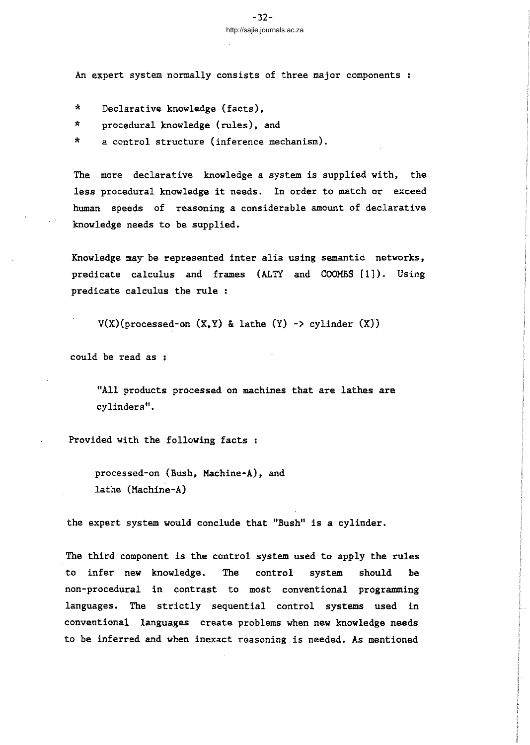An expert system normally consists of three major components :

* Declarative knowledge (facts),
* procedural knowledge (rules), and
* a control structure (inference mechanism).

The more declarative knowledge a system is supplied with, the less procedural knowledge it needs. In order to match or exceed human speeds of reasoning a considerable amount of declarative knowledge needs to be supplied.

Knowledge may be represented inter alia using semantic networks, predicate calculus and frames (ALTY and COOMBS [1]). Using predicate calculus the rule :

V(X)(processed-on (X,Y) & lathe (Y) -> cylinder (X))

could be read as :

"All products processed on machines that are lathes are cylinders".

Provided with the following facts :

processed-on (Bush, Machine-A), and
lathe (Machine-A)

the expert system would conclude that "Bush" is a cylinder.

The third component is the control system used to apply the rules to infer new knowledge. The control system should be non-procedural in contrast to most conventional programming languages. The strictly sequential control systems used in conventional languages create problems when new knowledge needs to be inferred and when inexact reasoning is needed. As mentioned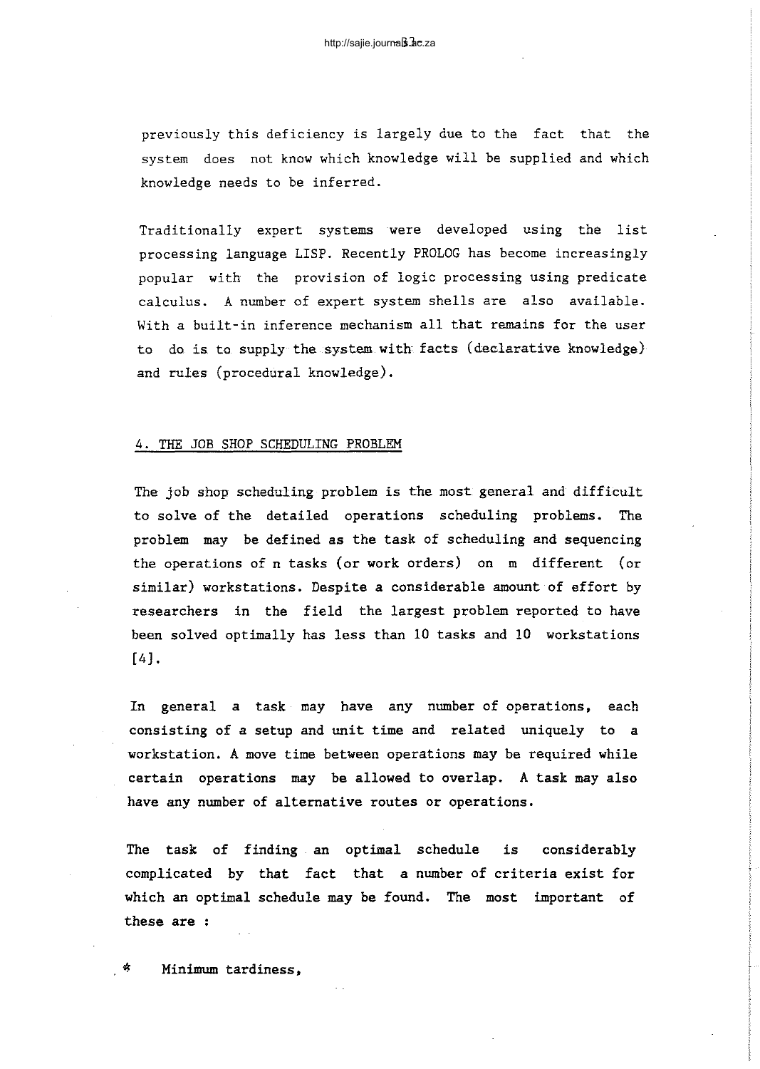previously this deficiency is largely due to the fact that the system does not know which knowledge will be supplied and which knowledge needs to be inferred.

Traditionally expert systems were developed using the list processing language LISP. Recently PROLOG has become increasingly popular with the provision of logic processing using predicate calculus. A number of expert system shells are also available. With a built-in inference mechanism all that remains for the user to do is to supply the system with facts (declarative knowledge) and rules (procedural knowledge).

## 4. THE JOB SHOP SCHEDULING PROBLEM

The job shop scheduling problem is the most general and difficult to solve of the detailed operations scheduling problems. The problem may be defined as the task of scheduling and sequencing the operations of n tasks (or work orders) on m different (or similar) workstations. Despite a considerable amount of effort by researchers in the field the largest problem reported to have been solved optimally has less than 10 tasks and 10 workstations [4].

In general a task may have any number of operations, each consisting of a setup and unit time and related uniquely to a workstation. A move time between operations may be required while certain operations may be allowed to overlap. A task may also have any number of alternative routes or operations.

The task of finding an optimal schedule is considerably complicated by that fact that a number of criteria exist for which an optimal schedule may be found. The most important of these are :

* Minimum tardiness,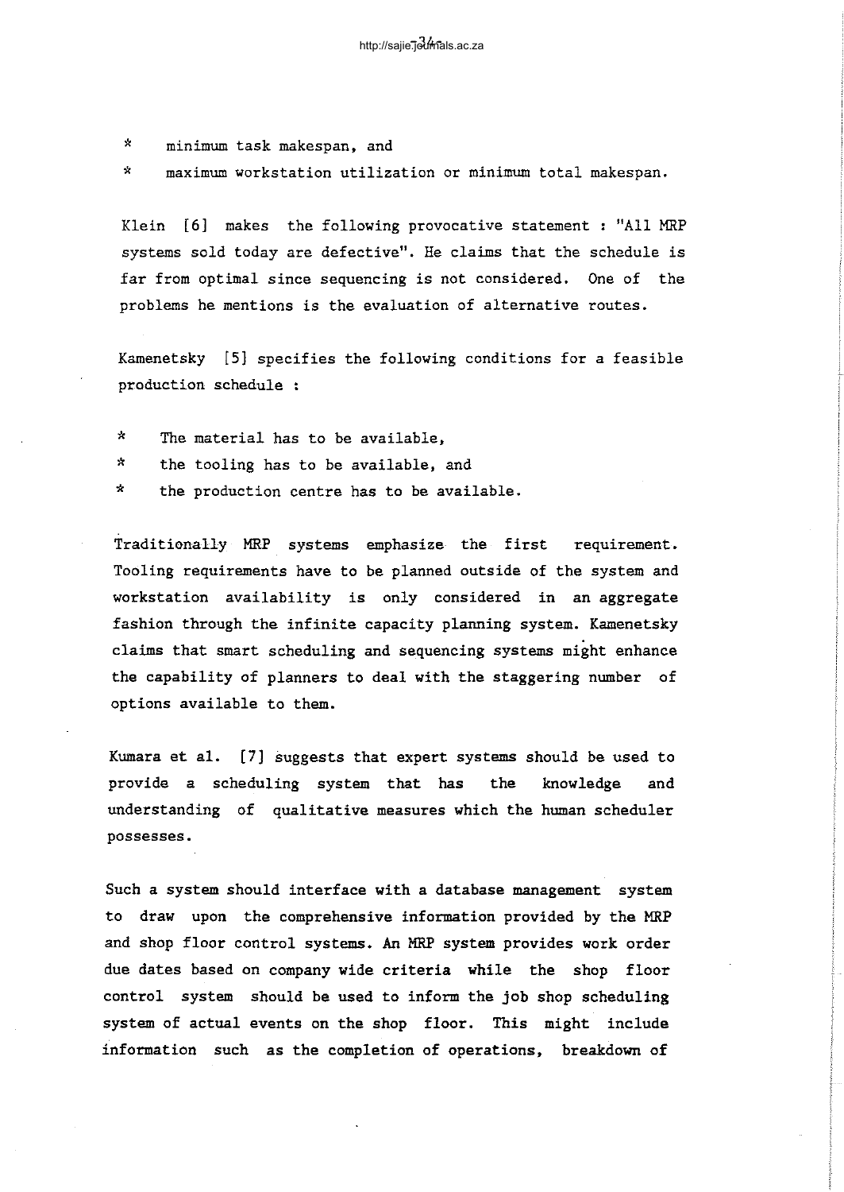* minimum task makespan, and
* maximum workstation utilization or minimum total makespan.

Klein [6] makes the following provocative statement : "All MRP systems sold today are defective". He claims that the schedule is far from optimal since sequencing is not considered. One of the problems he mentions is the evaluation of alternative routes.

Kamenetsky [5] specifies the following conditions for a feasible production schedule :

* The material has to be available,
* the tooling has to be available, and
* the production centre has to be available.

Traditionally MRP systems emphasize the first requirement. Tooling requirements have to be planned outside of the system and workstation availability is only considered in an aggregate fashion through the infinite capacity planning system. Kamenetsky claims that smart scheduling and sequencing systems might enhance the capability of planners to deal with the staggering number of options available to them.

Kumara et al. [7] suggests that expert systems should be used to provide a scheduling system that has the knowledge and understanding of qualitative measures which the human scheduler possesses.

Such a system should interface with a database management system to draw upon the comprehensive information provided by the MRP and shop floor control systems. An MRP system provides work order due dates based on company wide criteria while the shop floor control system should be used to inform the job shop scheduling system of actual events on the shop floor. This might include information such as the completion of operations, breakdown of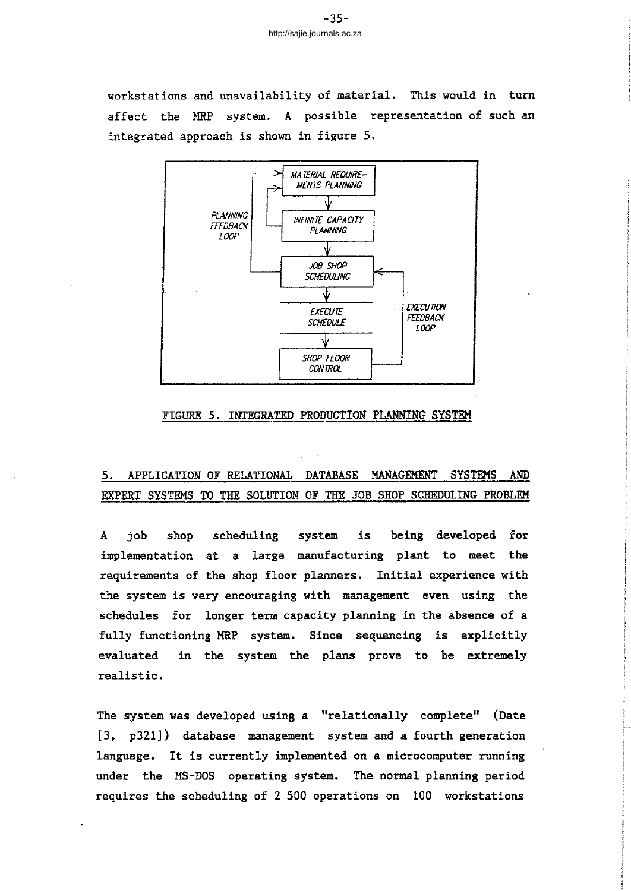workstations and unavailability of material. This would in turn affect the MRP system. A possible representation of such an integrated approach is shown in figure 5.

FIGURE 5. INTEGRATED PRODUCTION PLANNING SYSTEM

## 5. APPLICATION OF RELATIONAL DATABASE MANAGEMENT SYSTEMS AND EXPERT SYSTEMS TO THE SOLUTION OF THE JOB SHOP SCHEDULING PROBLEM

A job shop scheduling system is being developed for implementation at a large manufacturing plant to meet the requirements of the shop floor planners. Initial experience with the system is very encouraging with management even using the schedules for longer term capacity planning in the absence of a fully functioning MRP system. Since sequencing is explicitly evaluated in the system the plans prove to be extremely realistic.

The system was developed using a "relationally complete" (Date [3, p321]) database management system and a fourth generation language. It is currently implemented on a microcomputer running under the MS-DOS operating system. The normal planning period requires the scheduling of 2 500 operations on 100 workstations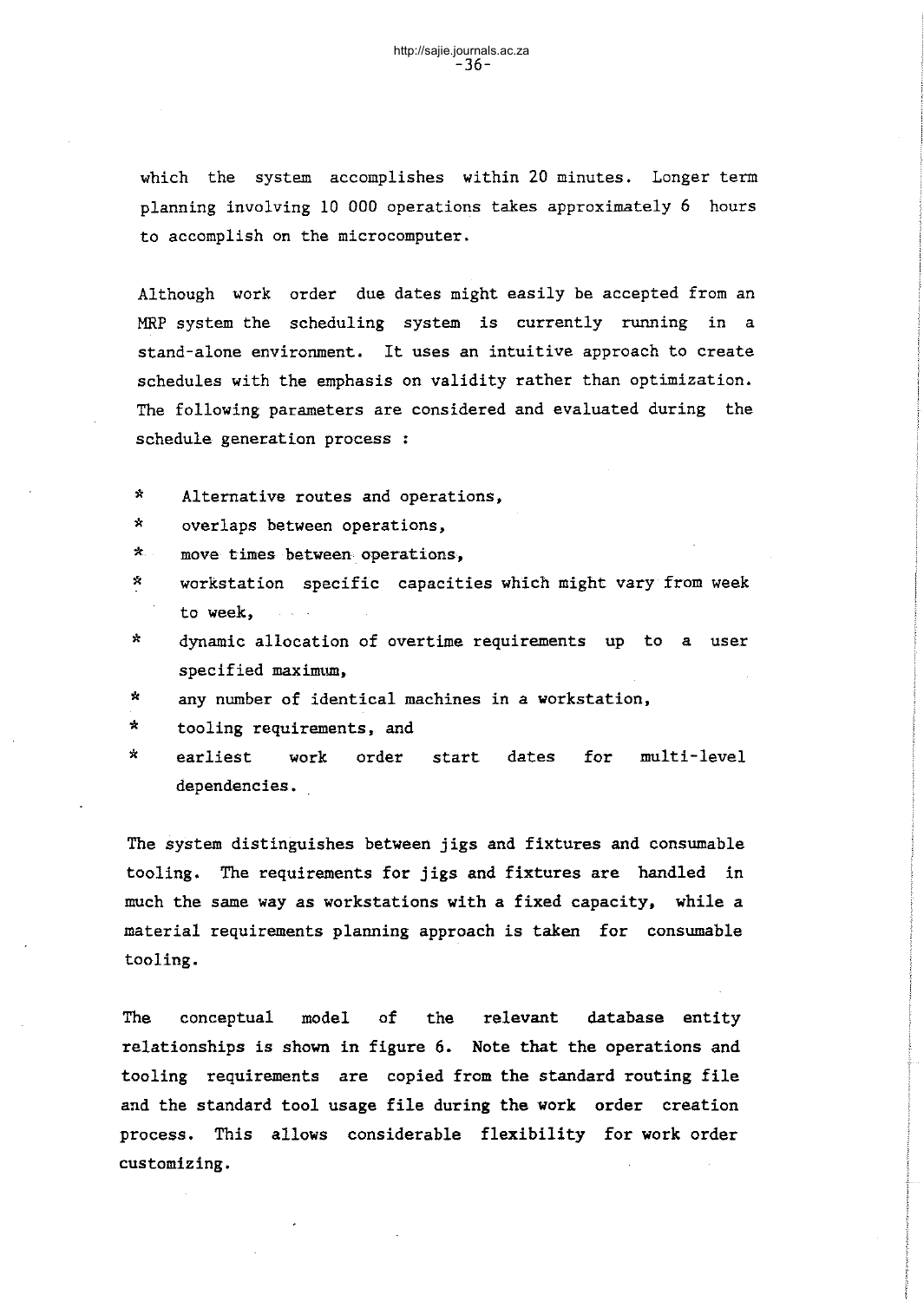which the system accomplishes within 20 minutes. Longer term planning involving 10 000 operations takes approximately 6 hours to accomplish on the microcomputer.

Although work order due dates might easily be accepted from an MRP system the scheduling system is currently running in a stand-alone environment. It uses an intuitive approach to create schedules with the emphasis on validity rather than optimization. The following parameters are considered and evaluated during the schedule generation process :

* Alternative routes and operations,
* overlaps between operations,
* move times between operations,
* workstation specific capacities which might vary from week to week,
* dynamic allocation of overtime requirements up to a user specified maximum,
* any number of identical machines in a workstation,
* tooling requirements, and
* earliest work order start dates for multi-level dependencies.

The system distinguishes between jigs and fixtures and consumable tooling. The requirements for jigs and fixtures are handled in much the same way as workstations with a fixed capacity, while a material requirements planning approach is taken for consumable tooling.

The conceptual model of the relevant database entity relationships is shown in figure 6. Note that the operations and tooling requirements are copied from the standard routing file and the standard tool usage file during the work order creation process. This allows considerable flexibility for work order customizing.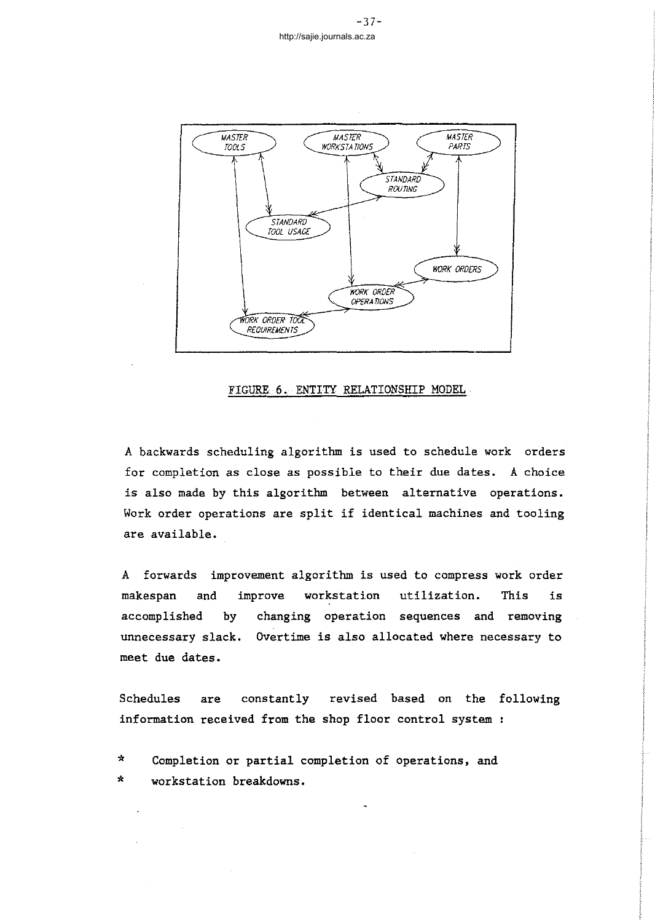FIGURE 6. ENTITY RELATIONSHIP MODEL

A backwards scheduling algorithm is used to schedule work orders for completion as close as possible to their due dates. A choice is also made by this algorithm between alternative operations. Work order operations are split if identical machines and tooling are available.

A forwards improvement algorithm is used to compress work order makespan and improve workstation utilization. This is accomplished by changing operation sequences and removing unnecessary slack. Overtime is also allocated where necessary to meet due dates.

Schedules are constantly revised based on the following information received from the shop floor control system :

* Completion or partial completion of operations, and
* workstation breakdowns.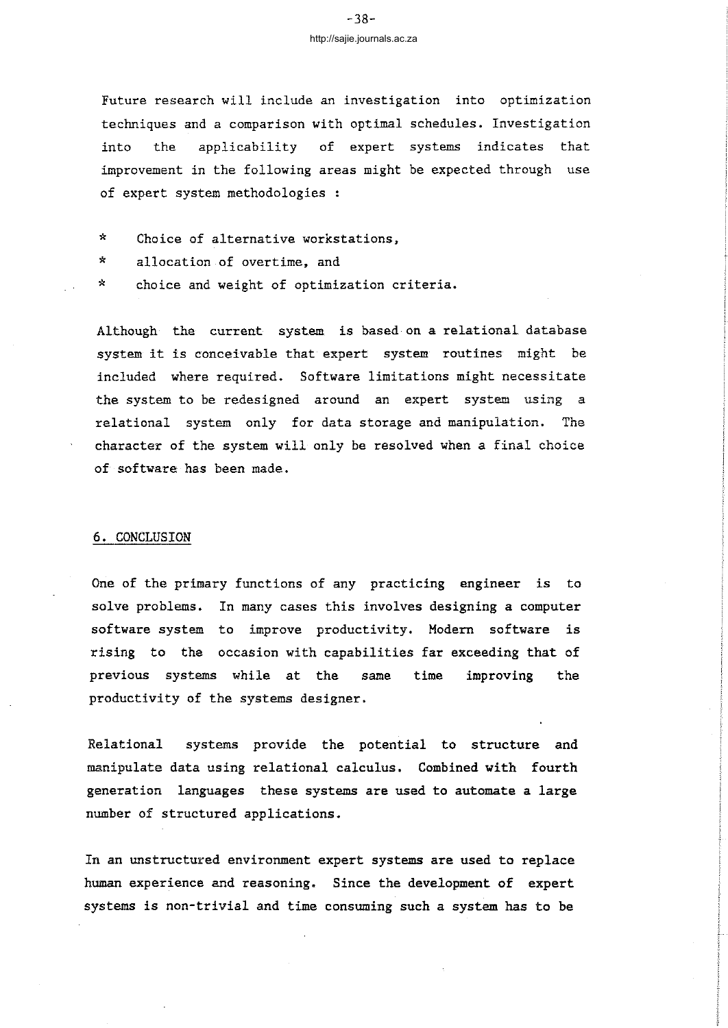Future research will include an investigation into optimization techniques and a comparison with optimal schedules. Investigation into the applicability of expert systems indicates that improvement in the following areas might be expected through use of expert system methodologies :

* Choice of alternative workstations,
* allocation of overtime, and
* choice and weight of optimization criteria.

Although the current system is based on a relational database system it is conceivable that expert system routines might be included where required. Software limitations might necessitate the system to be redesigned around an expert system using a relational system only for data storage and manipulation. The character of the system will only be resolved when a final choice of software has been made.

## 6. CONCLUSION

One of the primary functions of any practicing engineer is to solve problems. In many cases this involves designing a computer software system to improve productivity. Modern software is rising to the occasion with capabilities far exceeding that of previous systems while at the same time improving the productivity of the systems designer.

Relational systems provide the potential to structure and manipulate data using relational calculus. Combined with fourth generation languages these systems are used to automate a large number of structured applications.

In an unstructured environment expert systems are used to replace human experience and reasoning. Since the development of expert systems is non-trivial and time consuming such a system has to be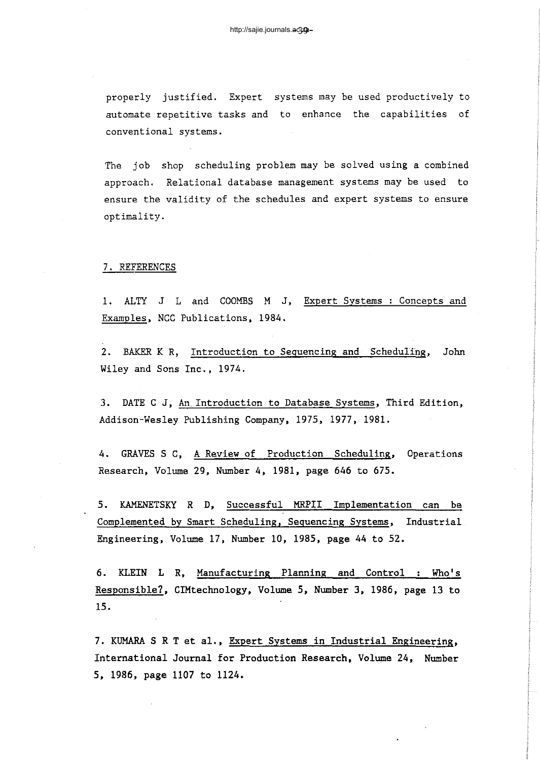properly justified. Expert systems may be used productively to automate repetitive tasks and to enhance the capabilities of conventional systems.

The job shop scheduling problem may be solved using a combined approach. Relational database management systems may be used to ensure the validity of the schedules and expert systems to ensure optimality.

## 7. REFERENCES

1. ALTY J L and COOMBS M J, Expert Systems : Concepts and Examples, NCC Publications, 1984.

2. BAKER K R, Introduction to Sequencing and Scheduling, John Wiley and Sons Inc., 1974.

3. DATE C J, An Introduction to Database Systems, Third Edition, Addison-Wesley Publishing Company, 1975, 1977, 1981.

4. GRAVES S C, A Review of Production Scheduling, Operations Research, Volume 29, Number 4, 1981, page 646 to 675.

5. KAMENETSKY R D, Successful MRPII Implementation can be Complemented by Smart Scheduling, Sequencing Systems, Industrial Engineering, Volume 17, Number 10, 1985, page 44 to 52.

6. KLEIN L R, Manufacturing Planning and Control : Who's Responsible?, CIMtechnology, Volume 5, Number 3, 1986, page 13 to 15.

7. KUMARA S R T et al., Expert Systems in Industrial Engineering, International Journal for Production Research, Volume 24, Number 5, 1986, page 1107 to 1124.